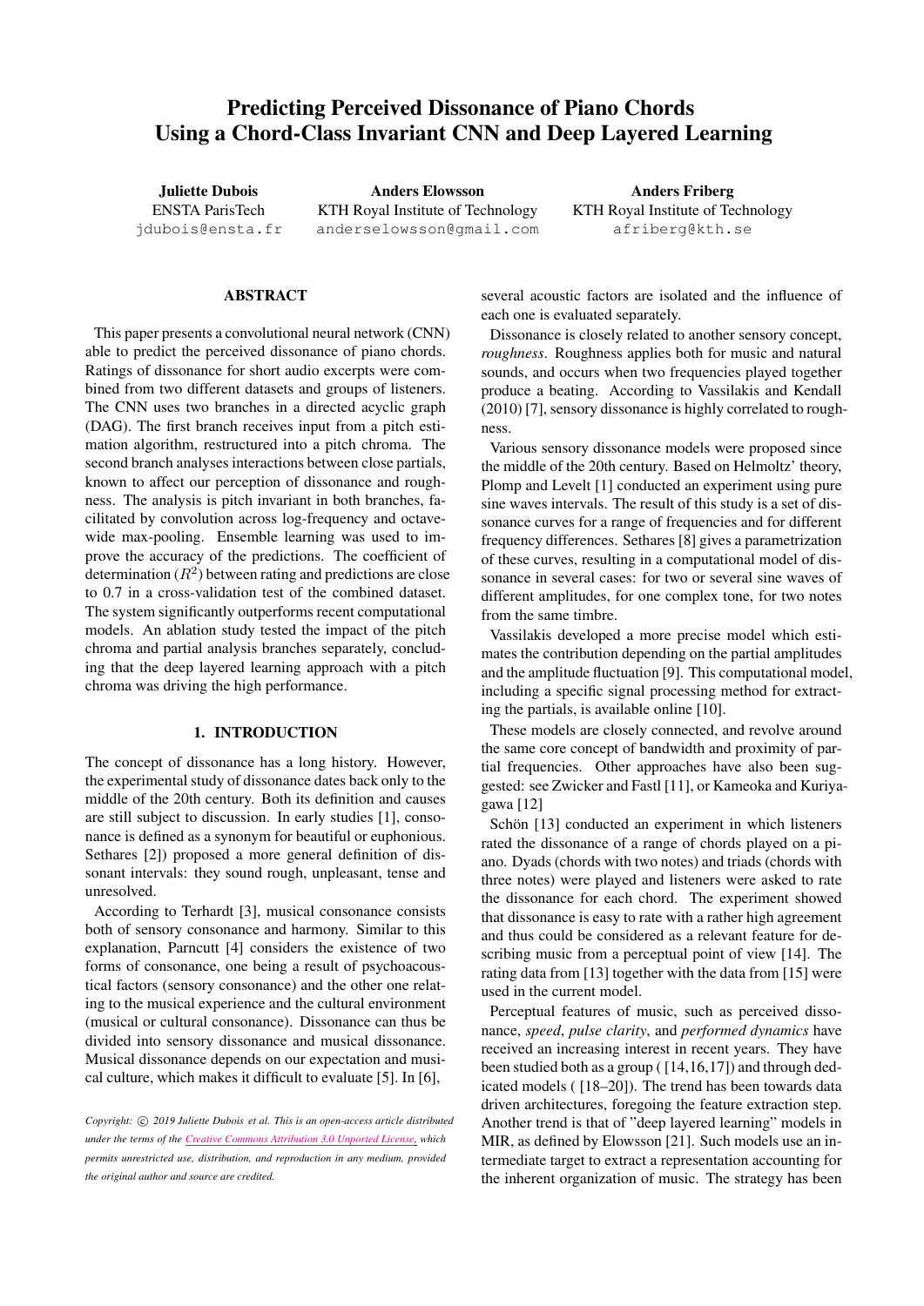# Predicting Perceived Dissonance of Piano Chords Using a Chord-Class Invariant CNN and Deep Layered Learning

**Juliette Dubois**
ENSTA ParisTech
jdubois@ensta.fr

**Anders Elowsson**
KTH Royal Institute of Technology
anderselowsson@gmail.com

**Anders Friberg**
KTH Royal Institute of Technology
afriberg@kth.se

## ABSTRACT

This paper presents a convolutional neural network (CNN) able to predict the perceived dissonance of piano chords. Ratings of dissonance for short audio excerpts were combined from two different datasets and groups of listeners. The CNN uses two branches in a directed acyclic graph (DAG). The first branch receives input from a pitch estimation algorithm, restructured into a pitch chroma. The second branch analyses interactions between close partials, known to affect our perception of dissonance and roughness. The analysis is pitch invariant in both branches, facilitated by convolution across log-frequency and octave-wide max-pooling. Ensemble learning was used to improve the accuracy of the predictions. The coefficient of determination ($R^2$) between rating and predictions are close to 0.7 in a cross-validation test of the combined dataset. The system significantly outperforms recent computational models. An ablation study tested the impact of the pitch chroma and partial analysis branches separately, concluding that the deep layered learning approach with a pitch chroma was driving the high performance.

## 1. INTRODUCTION

The concept of dissonance has a long history. However, the experimental study of dissonance dates back only to the middle of the 20th century. Both its definition and causes are still subject to discussion. In early studies [1], consonance is defined as a synonym for beautiful or euphonious. Sethares [2]) proposed a more general definition of dissonant intervals: they sound rough, unpleasant, tense and unresolved.

According to Terhardt [3], musical consonance consists both of sensory consonance and harmony. Similar to this explanation, Parncutt [4] considers the existence of two forms of consonance, one being a result of psychoacoustical factors (sensory consonance) and the other one relating to the musical experience and the cultural environment (musical or cultural consonance). Dissonance can thus be divided into sensory dissonance and musical dissonance. Musical dissonance depends on our expectation and musical culture, which makes it difficult to evaluate [5]. In [6], several acoustic factors are isolated and the influence of each one is evaluated separately.

Dissonance is closely related to another sensory concept, *roughness*. Roughness applies both for music and natural sounds, and occurs when two frequencies played together produce a beating. According to Vassilakis and Kendall (2010) [7], sensory dissonance is highly correlated to roughness.

Various sensory dissonance models were proposed since the middle of the 20th century. Based on Helmoltz' theory, Plomp and Levelt [1] conducted an experiment using pure sine waves intervals. The result of this study is a set of dissonance curves for a range of frequencies and for different frequency differences. Sethares [8] gives a parametrization of these curves, resulting in a computational model of dissonance in several cases: for two or several sine waves of different amplitudes, for one complex tone, for two notes from the same timbre.

Vassilakis developed a more precise model which estimates the contribution depending on the partial amplitudes and the amplitude fluctuation [9]. This computational model, including a specific signal processing method for extracting the partials, is available online [10].

These models are closely connected, and revolve around the same core concept of bandwidth and proximity of partial frequencies. Other approaches have also been suggested: see Zwicker and Fastl [11], or Kameoka and Kuriyagawa [12]

Schön [13] conducted an experiment in which listeners rated the dissonance of a range of chords played on a piano. Dyads (chords with two notes) and triads (chords with three notes) were played and listeners were asked to rate the dissonance for each chord. The experiment showed that dissonance is easy to rate with a rather high agreement and thus could be considered as a relevant feature for describing music from a perceptual point of view [14]. The rating data from [13] together with the data from [15] were used in the current model.

Perceptual features of music, such as perceived dissonance, *speed*, *pulse clarity*, and *performed dynamics* have received an increasing interest in recent years. They have been studied both as a group ( [14,16,17]) and through dedicated models ( [18–20]). The trend has been towards data driven architectures, foregoing the feature extraction step. Another trend is that of "deep layered learning" models in MIR, as defined by Elowsson [21]. Such models use an intermediate target to extract a representation accounting for the inherent organization of music. The strategy has been

*Copyright: © 2019 Juliette Dubois et al. This is an open-access article distributed under the terms of the Creative Commons Attribution 3.0 Unported License, which permits unrestricted use, distribution, and reproduction in any medium, provided the original author and source are credited.*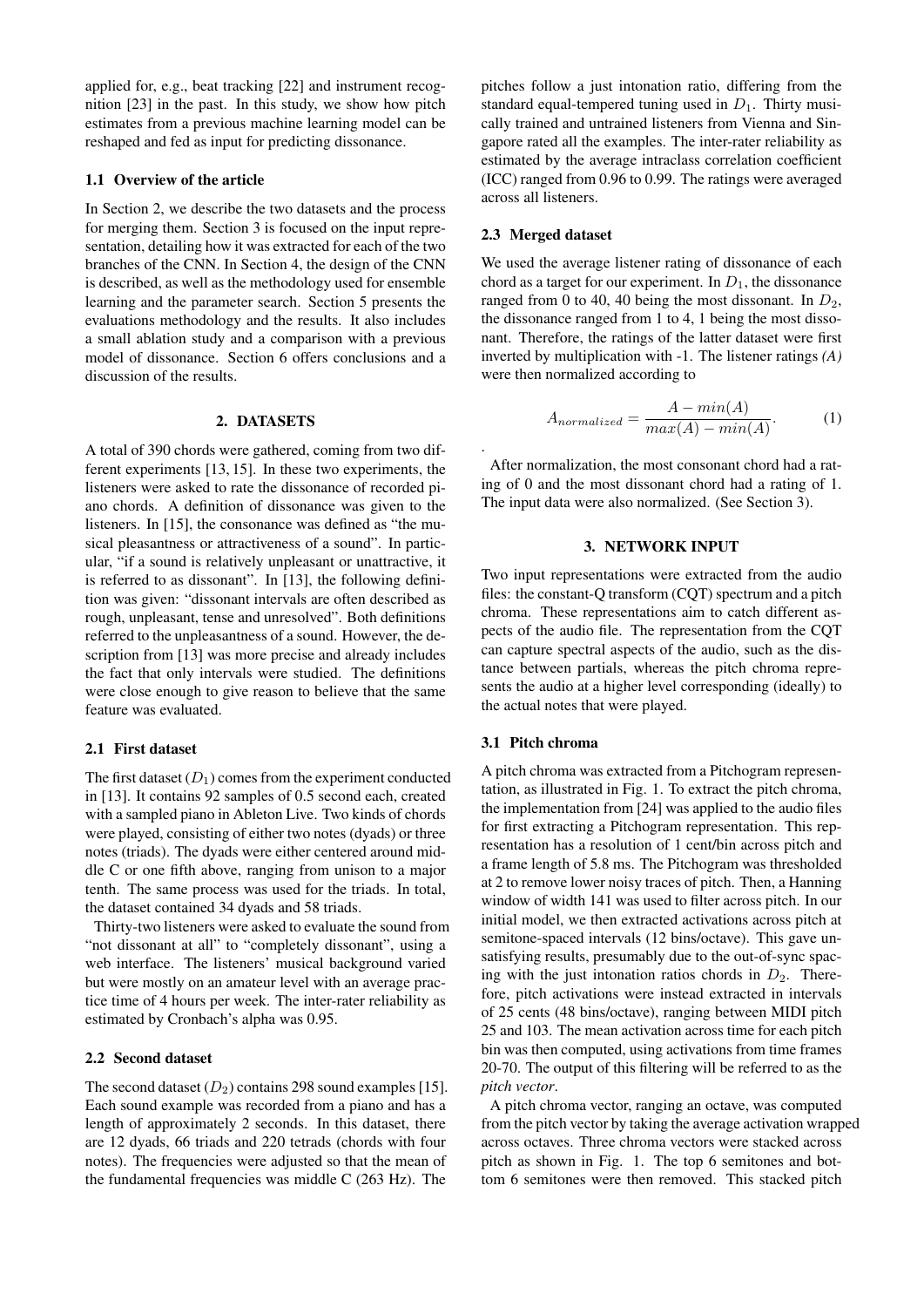applied for, e.g., beat tracking [22] and instrument recognition [23] in the past. In this study, we show how pitch estimates from a previous machine learning model can be reshaped and fed as input for predicting dissonance.

### 1.1 Overview of the article

In Section 2, we describe the two datasets and the process for merging them. Section 3 is focused on the input representation, detailing how it was extracted for each of the two branches of the CNN. In Section 4, the design of the CNN is described, as well as the methodology used for ensemble learning and the parameter search. Section 5 presents the evaluations methodology and the results. It also includes a small ablation study and a comparison with a previous model of dissonance. Section 6 offers conclusions and a discussion of the results.

## 2. DATASETS

A total of 390 chords were gathered, coming from two different experiments [13, 15]. In these two experiments, the listeners were asked to rate the dissonance of recorded piano chords. A definition of dissonance was given to the listeners. In [15], the consonance was defined as "the musical pleasantness or attractiveness of a sound". In particular, "if a sound is relatively unpleasant or unattractive, it is referred to as dissonant". In [13], the following definition was given: "dissonant intervals are often described as rough, unpleasant, tense and unresolved". Both definitions referred to the unpleasantness of a sound. However, the description from [13] was more precise and already includes the fact that only intervals were studied. The definitions were close enough to give reason to believe that the same feature was evaluated.

### 2.1 First dataset

The first dataset ($D_1$) comes from the experiment conducted in [13]. It contains 92 samples of 0.5 second each, created with a sampled piano in Ableton Live. Two kinds of chords were played, consisting of either two notes (dyads) or three notes (triads). The dyads were either centered around middle C or one fifth above, ranging from unison to a major tenth. The same process was used for the triads. In total, the dataset contained 34 dyads and 58 triads.

Thirty-two listeners were asked to evaluate the sound from "not dissonant at all" to "completely dissonant", using a web interface. The listeners' musical background varied but were mostly on an amateur level with an average practice time of 4 hours per week. The inter-rater reliability as estimated by Cronbach's alpha was 0.95.

### 2.2 Second dataset

The second dataset ($D_2$) contains 298 sound examples [15]. Each sound example was recorded from a piano and has a length of approximately 2 seconds. In this dataset, there are 12 dyads, 66 triads and 220 tetrads (chords with four notes). The frequencies were adjusted so that the mean of the fundamental frequencies was middle C (263 Hz). The pitches follow a just intonation ratio, differing from the standard equal-tempered tuning used in $D_1$. Thirty musically trained and untrained listeners from Vienna and Singapore rated all the examples. The inter-rater reliability as estimated by the average intraclass correlation coefficient (ICC) ranged from 0.96 to 0.99. The ratings were averaged across all listeners.

### 2.3 Merged dataset

We used the average listener rating of dissonance of each chord as a target for our experiment. In $D_1$, the dissonance ranged from 0 to 40, 40 being the most dissonant. In $D_2$, the dissonance ranged from 1 to 4, 1 being the most dissonant. Therefore, the ratings of the latter dataset were first inverted by multiplication with -1. The listener ratings *(A)* were then normalized according to

$$A_{normalized} = \frac{A - min(A)}{max(A) - min(A)}. \tag{1}$$

.

After normalization, the most consonant chord had a rating of 0 and the most dissonant chord had a rating of 1. The input data were also normalized. (See Section 3).

## 3. NETWORK INPUT

Two input representations were extracted from the audio files: the constant-Q transform (CQT) spectrum and a pitch chroma. These representations aim to catch different aspects of the audio file. The representation from the CQT can capture spectral aspects of the audio, such as the distance between partials, whereas the pitch chroma represents the audio at a higher level corresponding (ideally) to the actual notes that were played.

### 3.1 Pitch chroma

A pitch chroma was extracted from a Pitchogram representation, as illustrated in Fig. 1. To extract the pitch chroma, the implementation from [24] was applied to the audio files for first extracting a Pitchogram representation. This representation has a resolution of 1 cent/bin across pitch and a frame length of 5.8 ms. The Pitchogram was thresholded at 2 to remove lower noisy traces of pitch. Then, a Hanning window of width 141 was used to filter across pitch. In our initial model, we then extracted activations across pitch at semitone-spaced intervals (12 bins/octave). This gave unsatisfying results, presumably due to the out-of-sync spacing with the just intonation ratios chords in $D_2$. Therefore, pitch activations were instead extracted in intervals of 25 cents (48 bins/octave), ranging between MIDI pitch 25 and 103. The mean activation across time for each pitch bin was then computed, using activations from time frames 20-70. The output of this filtering will be referred to as the *pitch vector*.

A pitch chroma vector, ranging an octave, was computed from the pitch vector by taking the average activation wrapped across octaves. Three chroma vectors were stacked across pitch as shown in Fig. 1. The top 6 semitones and bottom 6 semitones were then removed. This stacked pitch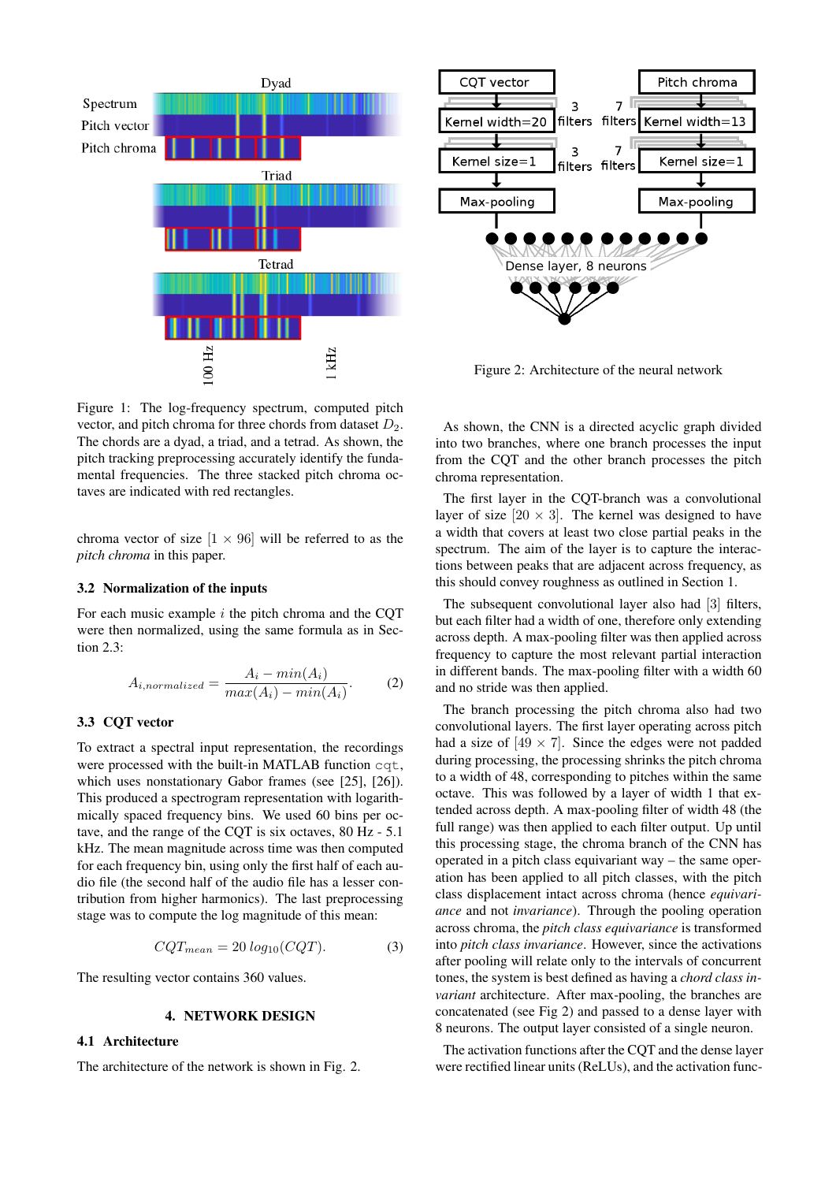Figure 1: The log-frequency spectrum, computed pitch vector, and pitch chroma for three chords from dataset $D_2$. The chords are a dyad, a triad, and a tetrad. As shown, the pitch tracking preprocessing accurately identify the fundamental frequencies. The three stacked pitch chroma octaves are indicated with red rectangles.

chroma vector of size $[1 \times 96]$ will be referred to as the *pitch chroma* in this paper.

### 3.2 Normalization of the inputs

For each music example $i$ the pitch chroma and the CQT were then normalized, using the same formula as in Section 2.3:

$$A_{i,normalized} = \frac{A_i - min(A_i)}{max(A_i) - min(A_i)}. \quad (2)$$

### 3.3 CQT vector

To extract a spectral input representation, the recordings were processed with the built-in MATLAB function `cqt`, which uses nonstationary Gabor frames (see [25], [26]). This produced a spectrogram representation with logarithmically spaced frequency bins. We used 60 bins per octave, and the range of the CQT is six octaves, 80 Hz - 5.1 kHz. The mean magnitude across time was then computed for each frequency bin, using only the first half of each audio file (the second half of the audio file has a lesser contribution from higher harmonics). The last preprocessing stage was to compute the log magnitude of this mean:

$$CQT_{mean} = 20\, log_{10}(CQT). \quad (3)$$

The resulting vector contains 360 values.

## 4. NETWORK DESIGN

### 4.1 Architecture

The architecture of the network is shown in Fig. 2.

Figure 2: Architecture of the neural network

As shown, the CNN is a directed acyclic graph divided into two branches, where one branch processes the input from the CQT and the other branch processes the pitch chroma representation.

The first layer in the CQT-branch was a convolutional layer of size $[20 \times 3]$. The kernel was designed to have a width that covers at least two close partial peaks in the spectrum. The aim of the layer is to capture the interactions between peaks that are adjacent across frequency, as this should convey roughness as outlined in Section 1.

The subsequent convolutional layer also had $[3]$ filters, but each filter had a width of one, therefore only extending across depth. A max-pooling filter was then applied across frequency to capture the most relevant partial interaction in different bands. The max-pooling filter with a width 60 and no stride was then applied.

The branch processing the pitch chroma also had two convolutional layers. The first layer operating across pitch had a size of $[49 \times 7]$. Since the edges were not padded during processing, the processing shrinks the pitch chroma to a width of 48, corresponding to pitches within the same octave. This was followed by a layer of width 1 that extended across depth. A max-pooling filter of width 48 (the full range) was then applied to each filter output. Up until this processing stage, the chroma branch of the CNN has operated in a pitch class equivariant way – the same operation has been applied to all pitch classes, with the pitch class displacement intact across chroma (hence *equivariance* and not *invariance*). Through the pooling operation across chroma, the *pitch class equivariance* is transformed into *pitch class invariance*. However, since the activations after pooling will relate only to the intervals of concurrent tones, the system is best defined as having a *chord class invariant* architecture. After max-pooling, the branches are concatenated (see Fig 2) and passed to a dense layer with 8 neurons. The output layer consisted of a single neuron.

The activation functions after the CQT and the dense layer were rectified linear units (ReLUs), and the activation func-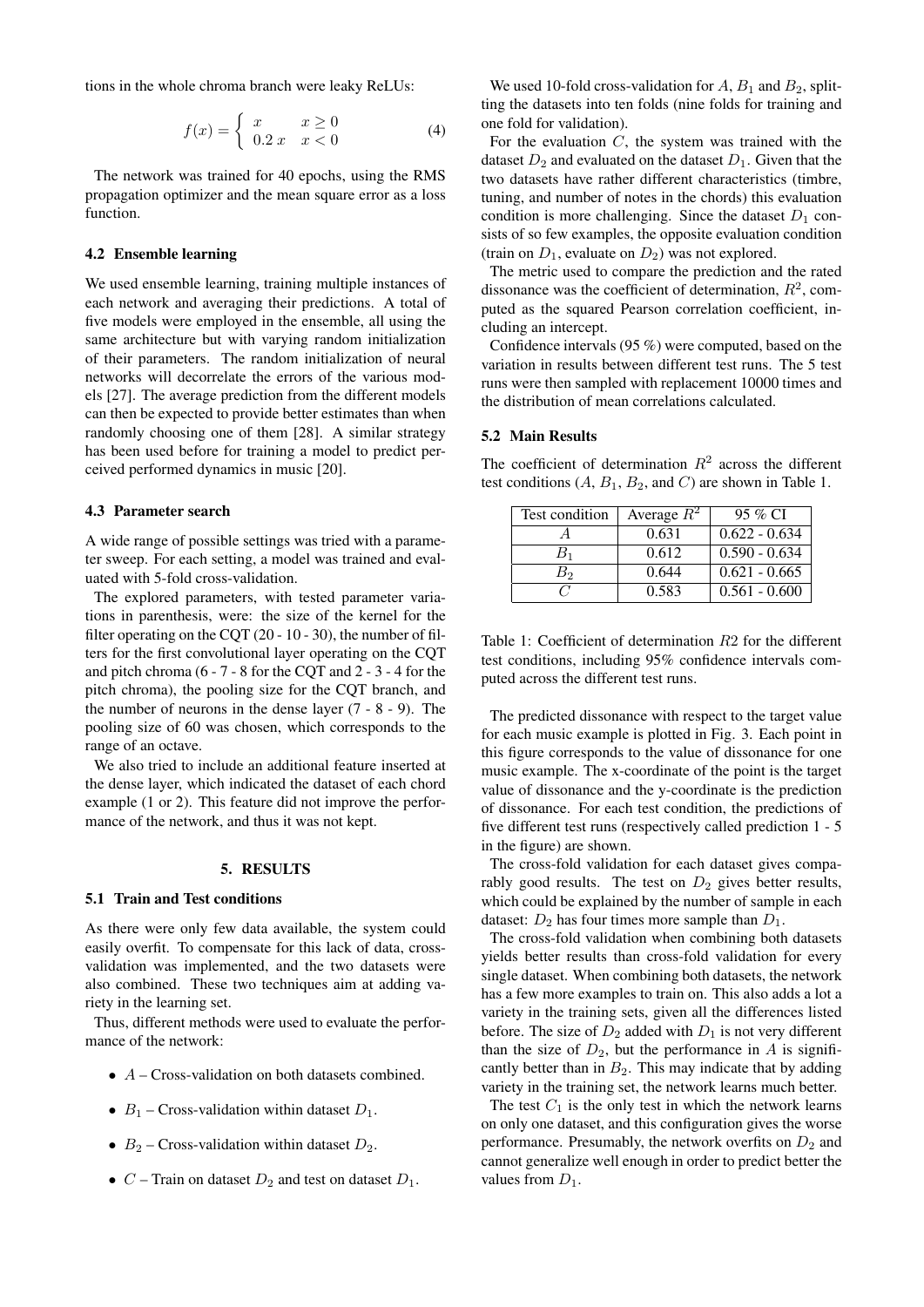tions in the whole chroma branch were leaky ReLUs:

$$f(x) = \begin{cases} x & x \geq 0 \\ 0.2\,x & x < 0 \end{cases} \quad (4)$$

The network was trained for 40 epochs, using the RMS propagation optimizer and the mean square error as a loss function.

### 4.2 Ensemble learning

We used ensemble learning, training multiple instances of each network and averaging their predictions. A total of five models were employed in the ensemble, all using the same architecture but with varying random initialization of their parameters. The random initialization of neural networks will decorrelate the errors of the various models [27]. The average prediction from the different models can then be expected to provide better estimates than when randomly choosing one of them [28]. A similar strategy has been used before for training a model to predict perceived performed dynamics in music [20].

### 4.3 Parameter search

A wide range of possible settings was tried with a parameter sweep. For each setting, a model was trained and evaluated with 5-fold cross-validation.

The explored parameters, with tested parameter variations in parenthesis, were: the size of the kernel for the filter operating on the CQT (20 - 10 - 30), the number of filters for the first convolutional layer operating on the CQT and pitch chroma (6 - 7 - 8 for the CQT and 2 - 3 - 4 for the pitch chroma), the pooling size for the CQT branch, and the number of neurons in the dense layer (7 - 8 - 9). The pooling size of 60 was chosen, which corresponds to the range of an octave.

We also tried to include an additional feature inserted at the dense layer, which indicated the dataset of each chord example (1 or 2). This feature did not improve the performance of the network, and thus it was not kept.

## 5. RESULTS

### 5.1 Train and Test conditions

As there were only few data available, the system could easily overfit. To compensate for this lack of data, cross-validation was implemented, and the two datasets were also combined. These two techniques aim at adding variety in the learning set.

Thus, different methods were used to evaluate the performance of the network:

- $A$ – Cross-validation on both datasets combined.
- $B_1$ – Cross-validation within dataset $D_1$.
- $B_2$ – Cross-validation within dataset $D_2$.
- $C$ – Train on dataset $D_2$ and test on dataset $D_1$.

We used 10-fold cross-validation for $A$, $B_1$ and $B_2$, splitting the datasets into ten folds (nine folds for training and one fold for validation).

For the evaluation $C$, the system was trained with the dataset $D_2$ and evaluated on the dataset $D_1$. Given that the two datasets have rather different characteristics (timbre, tuning, and number of notes in the chords) this evaluation condition is more challenging. Since the dataset $D_1$ consists of so few examples, the opposite evaluation condition (train on $D_1$, evaluate on $D_2$) was not explored.

The metric used to compare the prediction and the rated dissonance was the coefficient of determination, $R^2$, computed as the squared Pearson correlation coefficient, including an intercept.

Confidence intervals (95 %) were computed, based on the variation in results between different test runs. The 5 test runs were then sampled with replacement 10000 times and the distribution of mean correlations calculated.

### 5.2 Main Results

The coefficient of determination $R^2$ across the different test conditions ($A$, $B_1$, $B_2$, and $C$) are shown in Table 1.

| Test condition | Average $R^2$ | 95 % CI |
|---|---|---|
| $A$ | 0.631 | 0.622 - 0.634 |
| $B_1$ | 0.612 | 0.590 - 0.634 |
| $B_2$ | 0.644 | 0.621 - 0.665 |
| $C$ | 0.583 | 0.561 - 0.600 |

Table 1: Coefficient of determination $R2$ for the different test conditions, including 95% confidence intervals computed across the different test runs.

The predicted dissonance with respect to the target value for each music example is plotted in Fig. 3. Each point in this figure corresponds to the value of dissonance for one music example. The x-coordinate of the point is the target value of dissonance and the y-coordinate is the prediction of dissonance. For each test condition, the predictions of five different test runs (respectively called prediction 1 - 5 in the figure) are shown.

The cross-fold validation for each dataset gives comparably good results. The test on $D_2$ gives better results, which could be explained by the number of sample in each dataset: $D_2$ has four times more sample than $D_1$.

The cross-fold validation when combining both datasets yields better results than cross-fold validation for every single dataset. When combining both datasets, the network has a few more examples to train on. This also adds a lot a variety in the training sets, given all the differences listed before. The size of $D_2$ added with $D_1$ is not very different than the size of $D_2$, but the performance in $A$ is significantly better than in $B_2$. This may indicate that by adding variety in the training set, the network learns much better.

The test $C_1$ is the only test in which the network learns on only one dataset, and this configuration gives the worse performance. Presumably, the network overfits on $D_2$ and cannot generalize well enough in order to predict better the values from $D_1$.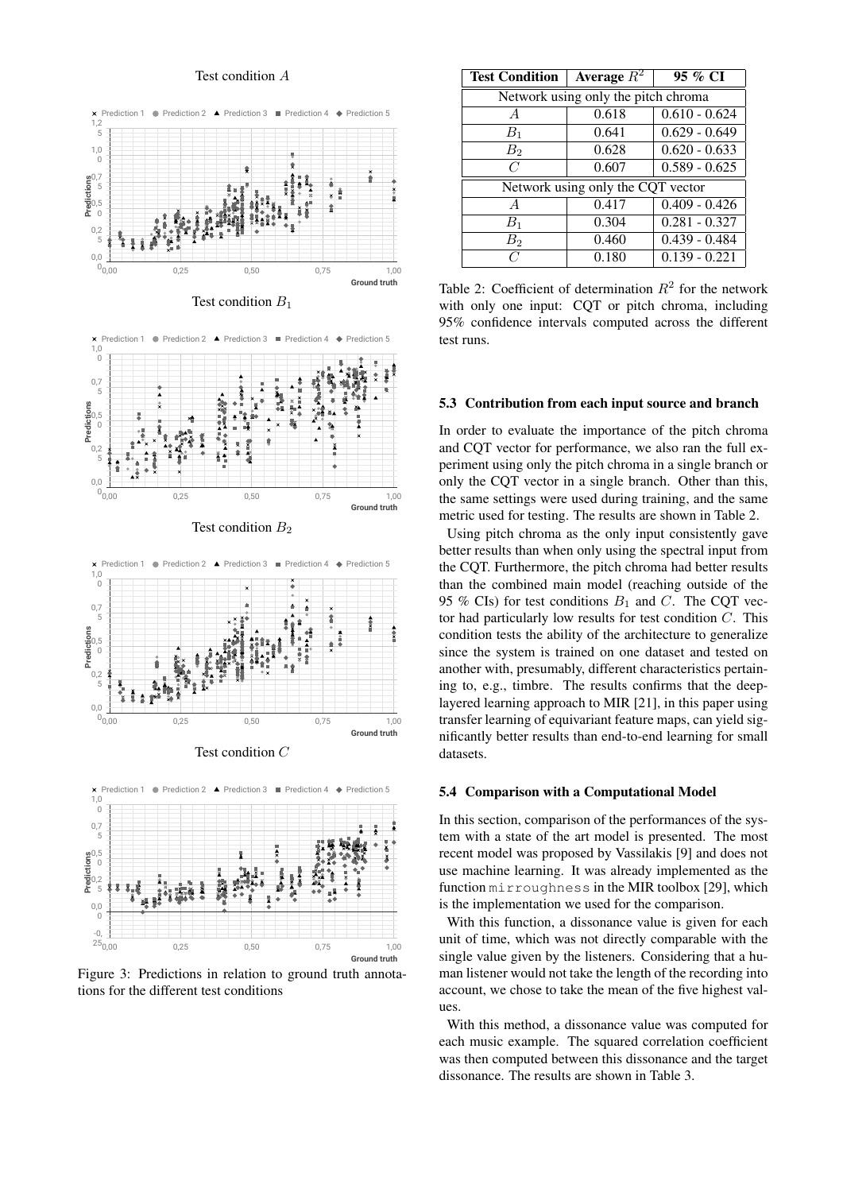Test condition $A$

Test condition $B_1$

Test condition $B_2$

Test condition $C$

Figure 3: Predictions in relation to ground truth annotations for the different test conditions

| Test Condition | Average $R^2$ | 95 % CI |
|---|---|---|
| Network using only the pitch chroma | | |
| $A$ | 0.618 | 0.610 - 0.624 |
| $B_1$ | 0.641 | 0.629 - 0.649 |
| $B_2$ | 0.628 | 0.620 - 0.633 |
| $C$ | 0.607 | 0.589 - 0.625 |
| Network using only the CQT vector | | |
| $A$ | 0.417 | 0.409 - 0.426 |
| $B_1$ | 0.304 | 0.281 - 0.327 |
| $B_2$ | 0.460 | 0.439 - 0.484 |
| $C$ | 0.180 | 0.139 - 0.221 |

Table 2: Coefficient of determination $R^2$ for the network with only one input: CQT or pitch chroma, including 95% confidence intervals computed across the different test runs.

### 5.3 Contribution from each input source and branch

In order to evaluate the importance of the pitch chroma and CQT vector for performance, we also ran the full experiment using only the pitch chroma in a single branch or only the CQT vector in a single branch. Other than this, the same settings were used during training, and the same metric used for testing. The results are shown in Table 2.

Using pitch chroma as the only input consistently gave better results than when only using the spectral input from the CQT. Furthermore, the pitch chroma had better results than the combined main model (reaching outside of the 95 % CIs) for test conditions $B_1$ and $C$. The CQT vector had particularly low results for test condition $C$. This condition tests the ability of the architecture to generalize since the system is trained on one dataset and tested on another with, presumably, different characteristics pertaining to, e.g., timbre. The results confirms that the deep-layered learning approach to MIR [21], in this paper using transfer learning of equivariant feature maps, can yield significantly better results than end-to-end learning for small datasets.

### 5.4 Comparison with a Computational Model

In this section, comparison of the performances of the system with a state of the art model is presented. The most recent model was proposed by Vassilakis [9] and does not use machine learning. It was already implemented as the function `mirroughness` in the MIR toolbox [29], which is the implementation we used for the comparison.

With this function, a dissonance value is given for each unit of time, which was not directly comparable with the single value given by the listeners. Considering that a human listener would not take the length of the recording into account, we chose to take the mean of the five highest values.

With this method, a dissonance value was computed for each music example. The squared correlation coefficient was then computed between this dissonance and the target dissonance. The results are shown in Table 3.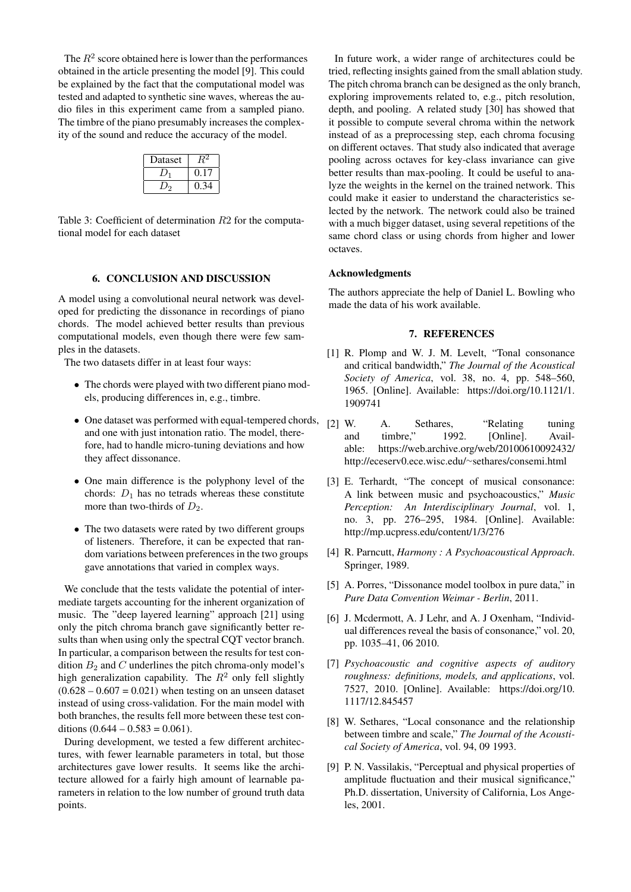The $R^2$ score obtained here is lower than the performances obtained in the article presenting the model [9]. This could be explained by the fact that the computational model was tested and adapted to synthetic sine waves, whereas the audio files in this experiment came from a sampled piano. The timbre of the piano presumably increases the complexity of the sound and reduce the accuracy of the model.

| Dataset | $R^2$ |
|---|---|
| $D_1$ | 0.17 |
| $D_2$ | 0.34 |

Table 3: Coefficient of determination $R2$ for the computational model for each dataset

## 6. CONCLUSION AND DISCUSSION

A model using a convolutional neural network was developed for predicting the dissonance in recordings of piano chords. The model achieved better results than previous computational models, even though there were few samples in the datasets.

The two datasets differ in at least four ways:

- The chords were played with two different piano models, producing differences in, e.g., timbre.
- One dataset was performed with equal-tempered chords, and one with just intonation ratio. The model, therefore, had to handle micro-tuning deviations and how they affect dissonance.
- One main difference is the polyphony level of the chords: $D_1$ has no tetrads whereas these constitute more than two-thirds of $D_2$.
- The two datasets were rated by two different groups of listeners. Therefore, it can be expected that random variations between preferences in the two groups gave annotations that varied in complex ways.

We conclude that the tests validate the potential of intermediate targets accounting for the inherent organization of music. The "deep layered learning" approach [21] using only the pitch chroma branch gave significantly better results than when using only the spectral CQT vector branch. In particular, a comparison between the results for test condition $B_2$ and $C$ underlines the pitch chroma-only model's high generalization capability. The $R^2$ only fell slightly (0.628 – 0.607 = 0.021) when testing on an unseen dataset instead of using cross-validation. For the main model with both branches, the results fell more between these test conditions (0.644 – 0.583 = 0.061).

During development, we tested a few different architectures, with fewer learnable parameters in total, but those architectures gave lower results. It seems like the architecture allowed for a fairly high amount of learnable parameters in relation to the low number of ground truth data points.

In future work, a wider range of architectures could be tried, reflecting insights gained from the small ablation study. The pitch chroma branch can be designed as the only branch, exploring improvements related to, e.g., pitch resolution, depth, and pooling. A related study [30] has showed that it possible to compute several chroma within the network instead of as a preprocessing step, each chroma focusing on different octaves. That study also indicated that average pooling across octaves for key-class invariance can give better results than max-pooling. It could be useful to analyze the weights in the kernel on the trained network. This could make it easier to understand the characteristics selected by the network. The network could also be trained with a much bigger dataset, using several repetitions of the same chord class or using chords from higher and lower octaves.

### Acknowledgments

The authors appreciate the help of Daniel L. Bowling who made the data of his work available.

## 7. REFERENCES

[1] R. Plomp and W. J. M. Levelt, "Tonal consonance and critical bandwidth," *The Journal of the Acoustical Society of America*, vol. 38, no. 4, pp. 548–560, 1965. [Online]. Available: https://doi.org/10.1121/1.1909741

[2] W. A. Sethares, "Relating tuning and timbre," 1992. [Online]. Available: https://web.archive.org/web/20100610092432/http://eceserv0.ece.wisc.edu/~sethares/consemi.html

[3] E. Terhardt, "The concept of musical consonance: A link between music and psychoacoustics," *Music Perception: An Interdisciplinary Journal*, vol. 1, no. 3, pp. 276–295, 1984. [Online]. Available: http://mp.ucpress.edu/content/1/3/276

[4] R. Parncutt, *Harmony : A Psychoacoustical Approach*. Springer, 1989.

[5] A. Porres, "Dissonance model toolbox in pure data," in *Pure Data Convention Weimar - Berlin*, 2011.

[6] J. Mcdermott, A. J Lehr, and A. J Oxenham, "Individual differences reveal the basis of consonance," vol. 20, pp. 1035–41, 06 2010.

[7] *Psychoacoustic and cognitive aspects of auditory roughness: definitions, models, and applications*, vol. 7527, 2010. [Online]. Available: https://doi.org/10.1117/12.845457

[8] W. Sethares, "Local consonance and the relationship between timbre and scale," *The Journal of the Acoustical Society of America*, vol. 94, 09 1993.

[9] P. N. Vassilakis, "Perceptual and physical properties of amplitude fluctuation and their musical significance," Ph.D. dissertation, University of California, Los Angeles, 2001.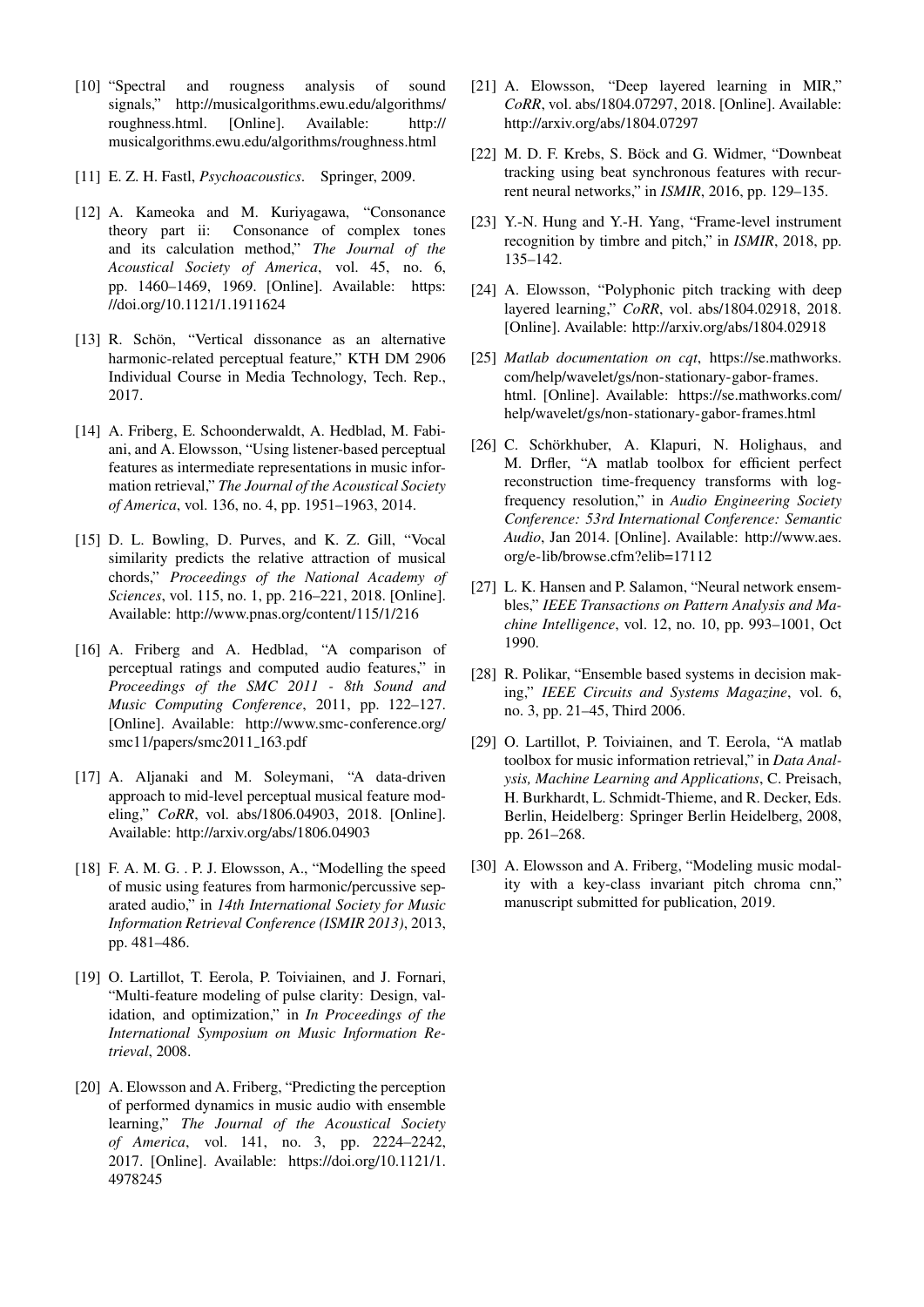[10] "Spectral and rougness analysis of sound signals," http://musicalgorithms.ewu.edu/algorithms/roughness.html. [Online]. Available: http://musicalgorithms.ewu.edu/algorithms/roughness.html

[11] E. Z. H. Fastl, *Psychoacoustics*. Springer, 2009.

[12] A. Kameoka and M. Kuriyagawa, "Consonance theory part ii: Consonance of complex tones and its calculation method," *The Journal of the Acoustical Society of America*, vol. 45, no. 6, pp. 1460–1469, 1969. [Online]. Available: https://doi.org/10.1121/1.1911624

[13] R. Schön, "Vertical dissonance as an alternative harmonic-related perceptual feature," KTH DM 2906 Individual Course in Media Technology, Tech. Rep., 2017.

[14] A. Friberg, E. Schoonderwaldt, A. Hedblad, M. Fabiani, and A. Elowsson, "Using listener-based perceptual features as intermediate representations in music information retrieval," *The Journal of the Acoustical Society of America*, vol. 136, no. 4, pp. 1951–1963, 2014.

[15] D. L. Bowling, D. Purves, and K. Z. Gill, "Vocal similarity predicts the relative attraction of musical chords," *Proceedings of the National Academy of Sciences*, vol. 115, no. 1, pp. 216–221, 2018. [Online]. Available: http://www.pnas.org/content/115/1/216

[16] A. Friberg and A. Hedblad, "A comparison of perceptual ratings and computed audio features," in *Proceedings of the SMC 2011 - 8th Sound and Music Computing Conference*, 2011, pp. 122–127. [Online]. Available: http://www.smc-conference.org/smc11/papers/smc2011_163.pdf

[17] A. Aljanaki and M. Soleymani, "A data-driven approach to mid-level perceptual musical feature modeling," *CoRR*, vol. abs/1806.04903, 2018. [Online]. Available: http://arxiv.org/abs/1806.04903

[18] F. A. M. G. . P. J. Elowsson, A., "Modelling the speed of music using features from harmonic/percussive separated audio," in *14th International Society for Music Information Retrieval Conference (ISMIR 2013)*, 2013, pp. 481–486.

[19] O. Lartillot, T. Eerola, P. Toiviainen, and J. Fornari, "Multi-feature modeling of pulse clarity: Design, validation, and optimization," in *In Proceedings of the International Symposium on Music Information Retrieval*, 2008.

[20] A. Elowsson and A. Friberg, "Predicting the perception of performed dynamics in music audio with ensemble learning," *The Journal of the Acoustical Society of America*, vol. 141, no. 3, pp. 2224–2242, 2017. [Online]. Available: https://doi.org/10.1121/1.4978245

[21] A. Elowsson, "Deep layered learning in MIR," *CoRR*, vol. abs/1804.07297, 2018. [Online]. Available: http://arxiv.org/abs/1804.07297

[22] M. D. F. Krebs, S. Böck and G. Widmer, "Downbeat tracking using beat synchronous features with recurrent neural networks," in *ISMIR*, 2016, pp. 129–135.

[23] Y.-N. Hung and Y.-H. Yang, "Frame-level instrument recognition by timbre and pitch," in *ISMIR*, 2018, pp. 135–142.

[24] A. Elowsson, "Polyphonic pitch tracking with deep layered learning," *CoRR*, vol. abs/1804.02918, 2018. [Online]. Available: http://arxiv.org/abs/1804.02918

[25] *Matlab documentation on cqt*, https://se.mathworks.com/help/wavelet/gs/non-stationary-gabor-frames.html. [Online]. Available: https://se.mathworks.com/help/wavelet/gs/non-stationary-gabor-frames.html

[26] C. Schörkhuber, A. Klapuri, N. Holighaus, and M. Drfler, "A matlab toolbox for efficient perfect reconstruction time-frequency transforms with log-frequency resolution," in *Audio Engineering Society Conference: 53rd International Conference: Semantic Audio*, Jan 2014. [Online]. Available: http://www.aes.org/e-lib/browse.cfm?elib=17112

[27] L. K. Hansen and P. Salamon, "Neural network ensembles," *IEEE Transactions on Pattern Analysis and Machine Intelligence*, vol. 12, no. 10, pp. 993–1001, Oct 1990.

[28] R. Polikar, "Ensemble based systems in decision making," *IEEE Circuits and Systems Magazine*, vol. 6, no. 3, pp. 21–45, Third 2006.

[29] O. Lartillot, P. Toiviainen, and T. Eerola, "A matlab toolbox for music information retrieval," in *Data Analysis, Machine Learning and Applications*, C. Preisach, H. Burkhardt, L. Schmidt-Thieme, and R. Decker, Eds. Berlin, Heidelberg: Springer Berlin Heidelberg, 2008, pp. 261–268.

[30] A. Elowsson and A. Friberg, "Modeling music modality with a key-class invariant pitch chroma cnn," manuscript submitted for publication, 2019.